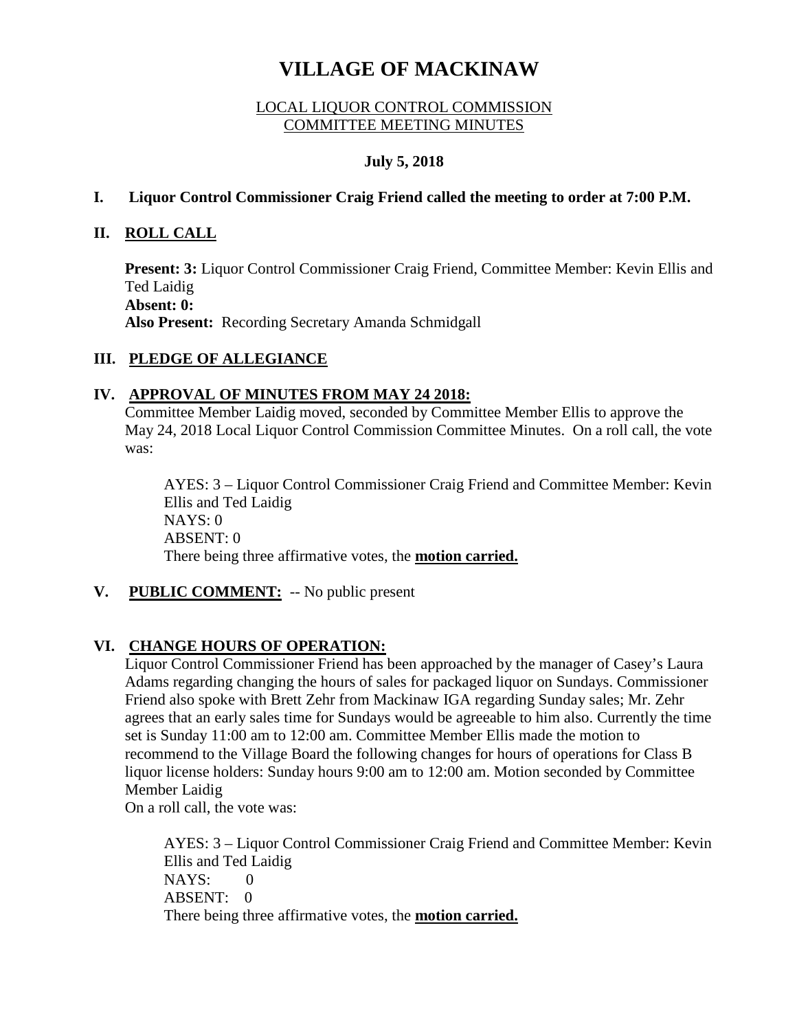# VILLAGE OF MACKINAW

## LOCAL LIQUOR CONTROL COMMISSION
## COMMITTEE MEETING MINUTES

**July 5, 2018**

**I. Liquor Control Commissioner Craig Friend called the meeting to order at 7:00 P.M.**

**II. ROLL CALL**

**Present: 3:** Liquor Control Commissioner Craig Friend, Committee Member: Kevin Ellis and Ted Laidig
**Absent: 0:**
**Also Present:** Recording Secretary Amanda Schmidgall

**III. PLEDGE OF ALLEGIANCE**

**IV. APPROVAL OF MINUTES FROM MAY 24 2018:**

Committee Member Laidig moved, seconded by Committee Member Ellis to approve the May 24, 2018 Local Liquor Control Commission Committee Minutes. On a roll call, the vote was:

AYES: 3 – Liquor Control Commissioner Craig Friend and Committee Member: Kevin Ellis and Ted Laidig
NAYS: 0
ABSENT: 0
There being three affirmative votes, the **motion carried.**

**V. PUBLIC COMMENT:** -- No public present

**VI. CHANGE HOURS OF OPERATION:**

Liquor Control Commissioner Friend has been approached by the manager of Casey's Laura Adams regarding changing the hours of sales for packaged liquor on Sundays. Commissioner Friend also spoke with Brett Zehr from Mackinaw IGA regarding Sunday sales; Mr. Zehr agrees that an early sales time for Sundays would be agreeable to him also. Currently the time set is Sunday 11:00 am to 12:00 am. Committee Member Ellis made the motion to recommend to the Village Board the following changes for hours of operations for Class B liquor license holders: Sunday hours 9:00 am to 12:00 am. Motion seconded by Committee Member Laidig
On a roll call, the vote was:

AYES: 3 – Liquor Control Commissioner Craig Friend and Committee Member: Kevin Ellis and Ted Laidig
NAYS: 0
ABSENT: 0
There being three affirmative votes, the **motion carried.**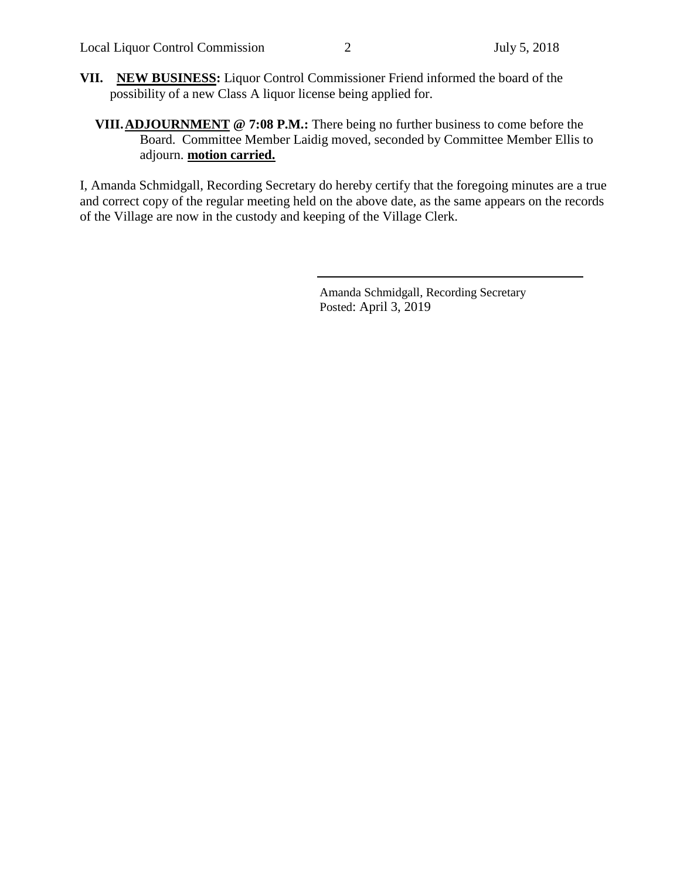**VII. NEW BUSINESS:** Liquor Control Commissioner Friend informed the board of the possibility of a new Class A liquor license being applied for.

**VIII. ADJOURNMENT @ 7:08 P.M.:** There being no further business to come before the Board. Committee Member Laidig moved, seconded by Committee Member Ellis to adjourn. **motion carried.**

I, Amanda Schmidgall, Recording Secretary do hereby certify that the foregoing minutes are a true and correct copy of the regular meeting held on the above date, as the same appears on the records of the Village are now in the custody and keeping of the Village Clerk.

Amanda Schmidgall, Recording Secretary
Posted: April 3, 2019